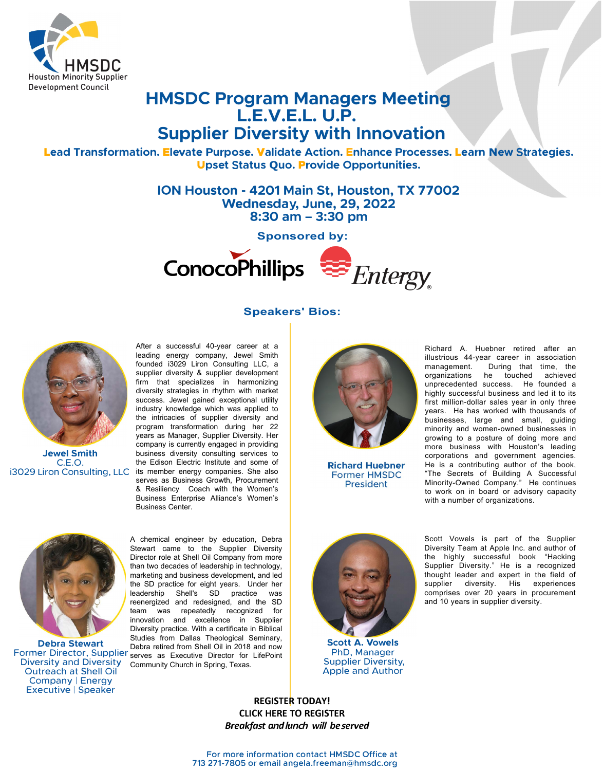HMSDC
Houston Minority Supplier Development Council

# HMSDC Program Managers Meeting
# L.E.V.E.L. U.P.
# Supplier Diversity with Innovation

**Lead Transformation. Elevate Purpose. Validate Action. Enhance Processes. Learn New Strategies. Upset Status Quo. Provide Opportunities.**

**ION Houston - 4201 Main St, Houston, TX 77002**
**Wednesday, June, 29, 2022**
**8:30 am – 3:30 pm**

**Sponsored by:**

ConocoPhillips    Entergy

## Speakers' Bios:

**Jewel Smith**
C.E.O.
i3029 Liron Consulting, LLC

After a successful 40-year career at a leading energy company, Jewel Smith founded i3029 Liron Consulting LLC, a supplier diversity & supplier development firm that specializes in harmonizing diversity strategies in rhythm with market success. Jewel gained exceptional utility industry knowledge which was applied to the intricacies of supplier diversity and program transformation during her 22 years as Manager, Supplier Diversity. Her company is currently engaged in providing business diversity consulting services to the Edison Electric Institute and some of its member energy companies. She also serves as Business Growth, Procurement & Resiliency Coach with the Women's Business Enterprise Alliance's Women's Business Center.

**Richard Huebner**
Former HMSDC President

Richard A. Huebner retired after an illustrious 44-year career in association management. During that time, the organizations he touched achieved unprecedented success. He founded a highly successful business and led it to its first million-dollar sales year in only three years. He has worked with thousands of businesses, large and small, guiding minority and women-owned businesses in growing to a posture of doing more and more business with Houston's leading corporations and government agencies. He is a contributing author of the book, "The Secrets of Building A Successful Minority-Owned Company." He continues to work on in board or advisory capacity with a number of organizations.

**Debra Stewart**
Former Director, Supplier Diversity and Diversity Outreach at Shell Oil Company | Energy Executive | Speaker

A chemical engineer by education, Debra Stewart came to the Supplier Diversity Director role at Shell Oil Company from more than two decades of leadership in technology, marketing and business development, and led the SD practice for eight years. Under her leadership Shell's SD practice was reenergized and redesigned, and the SD team was repeatedly recognized for innovation and excellence in Supplier Diversity practice. With a certificate in Biblical Studies from Dallas Theological Seminary, Debra retired from Shell Oil in 2018 and now serves as Executive Director for LifePoint Community Church in Spring, Texas.

**Scott A. Vowels**
PhD, Manager Supplier Diversity, Apple and Author

Scott Vowels is part of the Supplier Diversity Team at Apple Inc. and author of the highly successful book "Hacking Supplier Diversity." He is a recognized thought leader and expert in the field of supplier diversity. His experiences comprises over 20 years in procurement and 10 years in supplier diversity.

**REGISTER TODAY!**
**CLICK HERE TO REGISTER**
***Breakfast and lunch will be served***

For more information contact HMSDC Office at 713 271-7805 or email angela.freeman@hmsdc.org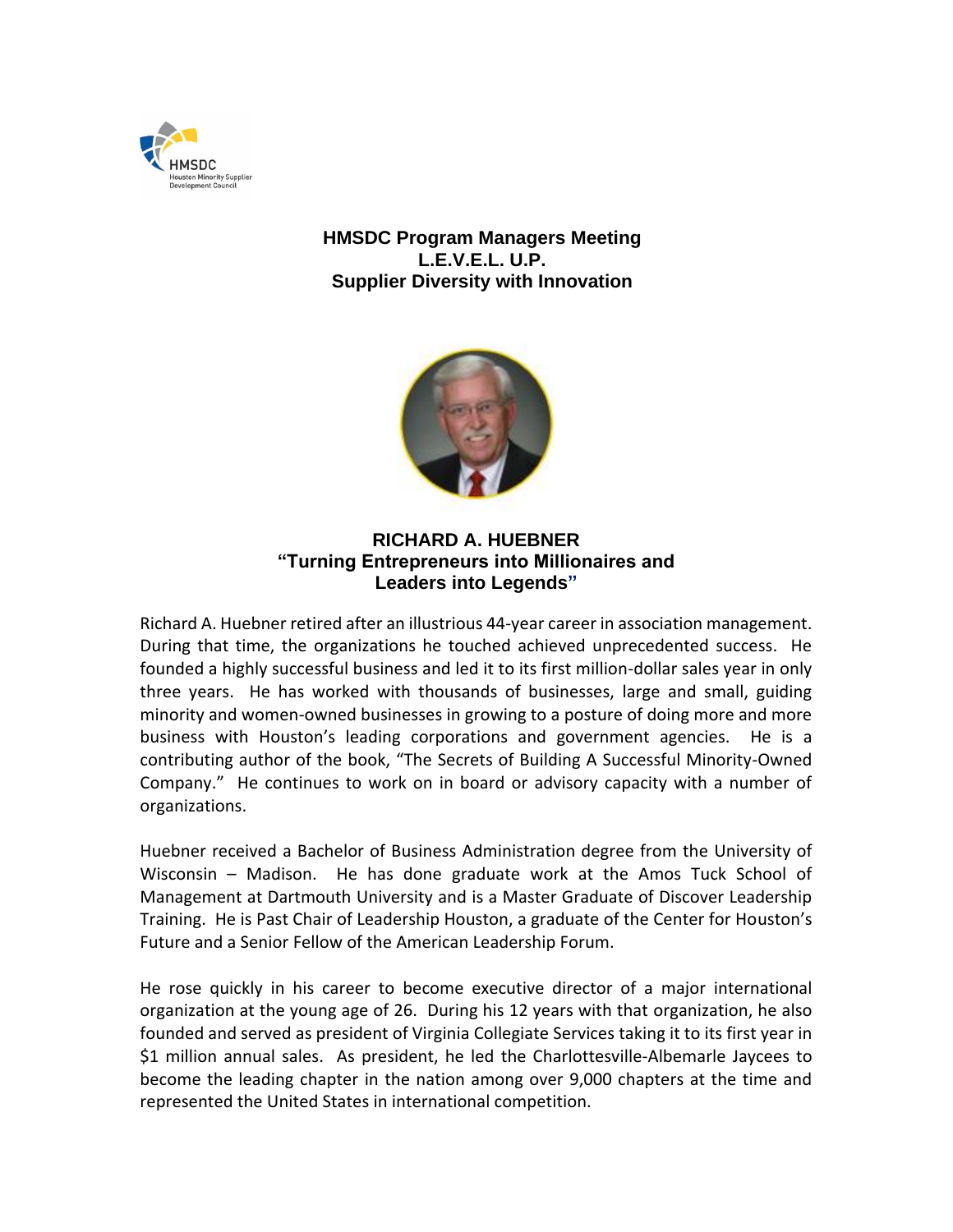**HMSDC Program Managers Meeting**
**L.E.V.E.L. U.P.**
**Supplier Diversity with Innovation**

## RICHARD A. HUEBNER
**"Turning Entrepreneurs into Millionaires and Leaders into Legends"**

Richard A. Huebner retired after an illustrious 44-year career in association management. During that time, the organizations he touched achieved unprecedented success. He founded a highly successful business and led it to its first million-dollar sales year in only three years. He has worked with thousands of businesses, large and small, guiding minority and women-owned businesses in growing to a posture of doing more and more business with Houston's leading corporations and government agencies. He is a contributing author of the book, "The Secrets of Building A Successful Minority-Owned Company." He continues to work on in board or advisory capacity with a number of organizations.

Huebner received a Bachelor of Business Administration degree from the University of Wisconsin – Madison. He has done graduate work at the Amos Tuck School of Management at Dartmouth University and is a Master Graduate of Discover Leadership Training. He is Past Chair of Leadership Houston, a graduate of the Center for Houston's Future and a Senior Fellow of the American Leadership Forum.

He rose quickly in his career to become executive director of a major international organization at the young age of 26. During his 12 years with that organization, he also founded and served as president of Virginia Collegiate Services taking it to its first year in $1 million annual sales. As president, he led the Charlottesville-Albemarle Jaycees to become the leading chapter in the nation among over 9,000 chapters at the time and represented the United States in international competition.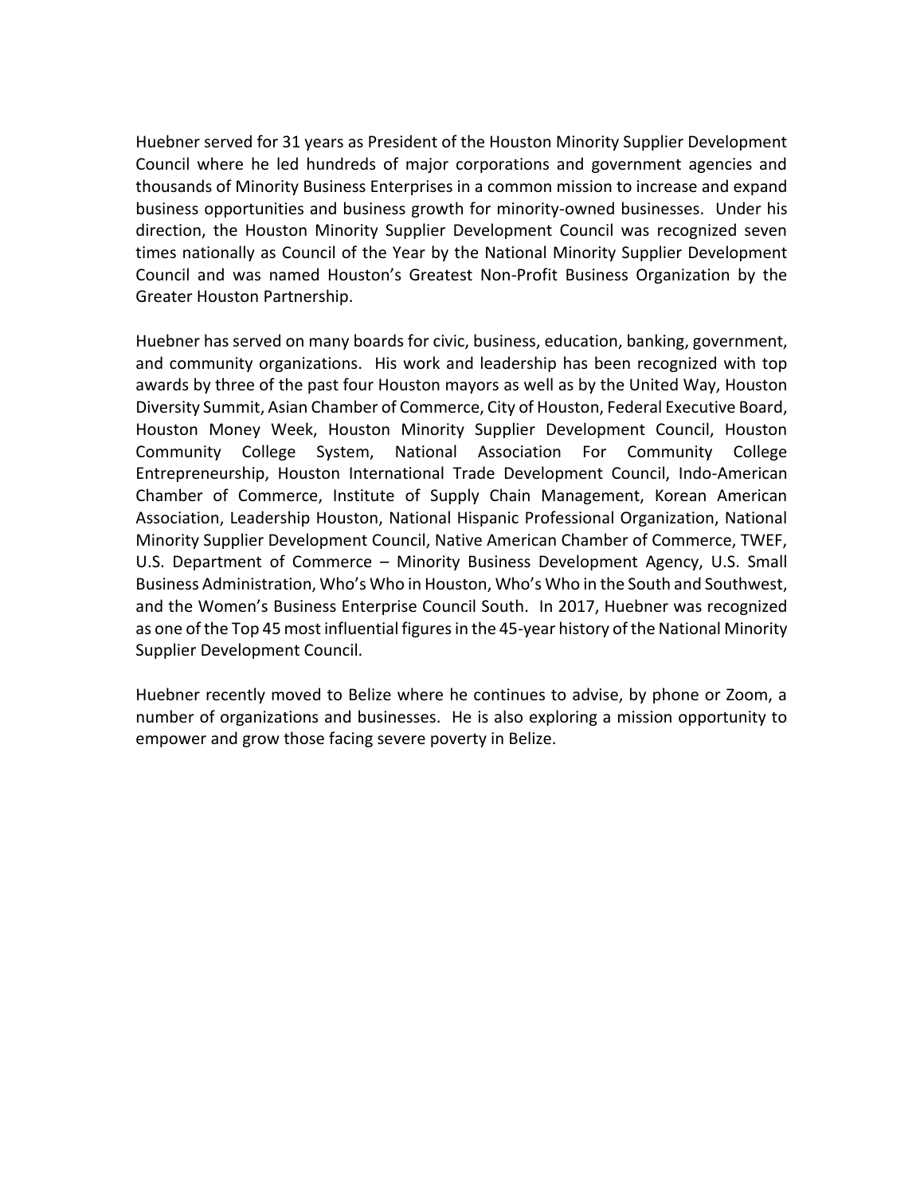Huebner served for 31 years as President of the Houston Minority Supplier Development Council where he led hundreds of major corporations and government agencies and thousands of Minority Business Enterprises in a common mission to increase and expand business opportunities and business growth for minority-owned businesses. Under his direction, the Houston Minority Supplier Development Council was recognized seven times nationally as Council of the Year by the National Minority Supplier Development Council and was named Houston's Greatest Non-Profit Business Organization by the Greater Houston Partnership.

Huebner has served on many boards for civic, business, education, banking, government, and community organizations. His work and leadership has been recognized with top awards by three of the past four Houston mayors as well as by the United Way, Houston Diversity Summit, Asian Chamber of Commerce, City of Houston, Federal Executive Board, Houston Money Week, Houston Minority Supplier Development Council, Houston Community College System, National Association For Community College Entrepreneurship, Houston International Trade Development Council, Indo-American Chamber of Commerce, Institute of Supply Chain Management, Korean American Association, Leadership Houston, National Hispanic Professional Organization, National Minority Supplier Development Council, Native American Chamber of Commerce, TWEF, U.S. Department of Commerce – Minority Business Development Agency, U.S. Small Business Administration, Who's Who in Houston, Who's Who in the South and Southwest, and the Women's Business Enterprise Council South. In 2017, Huebner was recognized as one of the Top 45 most influential figures in the 45-year history of the National Minority Supplier Development Council.

Huebner recently moved to Belize where he continues to advise, by phone or Zoom, a number of organizations and businesses. He is also exploring a mission opportunity to empower and grow those facing severe poverty in Belize.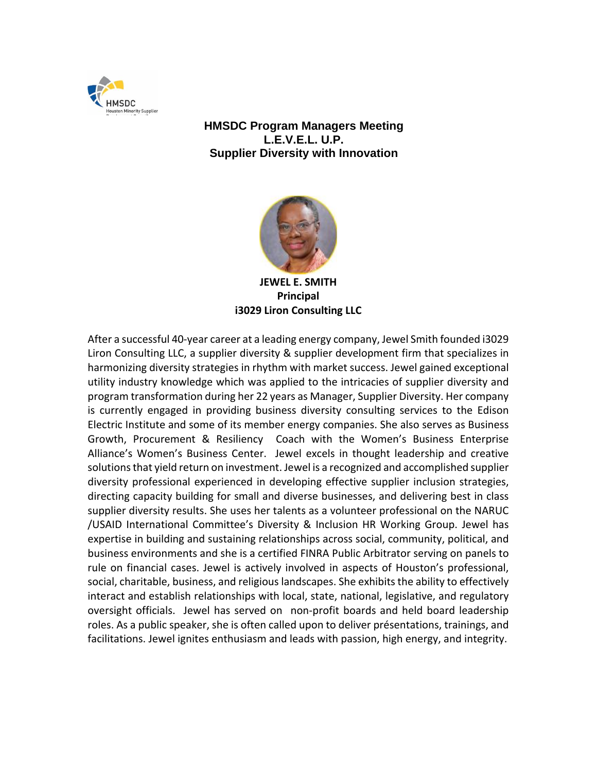**HMSDC Program Managers Meeting**
**L.E.V.E.L. U.P.**
**Supplier Diversity with Innovation**

**JEWEL E. SMITH**
**Principal**
**i3029 Liron Consulting LLC**

After a successful 40-year career at a leading energy company, Jewel Smith founded i3029 Liron Consulting LLC, a supplier diversity & supplier development firm that specializes in harmonizing diversity strategies in rhythm with market success. Jewel gained exceptional utility industry knowledge which was applied to the intricacies of supplier diversity and program transformation during her 22 years as Manager, Supplier Diversity. Her company is currently engaged in providing business diversity consulting services to the Edison Electric Institute and some of its member energy companies. She also serves as Business Growth, Procurement & Resiliency Coach with the Women's Business Enterprise Alliance's Women's Business Center. Jewel excels in thought leadership and creative solutions that yield return on investment. Jewel is a recognized and accomplished supplier diversity professional experienced in developing effective supplier inclusion strategies, directing capacity building for small and diverse businesses, and delivering best in class supplier diversity results. She uses her talents as a volunteer professional on the NARUC /USAID International Committee's Diversity & Inclusion HR Working Group. Jewel has expertise in building and sustaining relationships across social, community, political, and business environments and she is a certified FINRA Public Arbitrator serving on panels to rule on financial cases. Jewel is actively involved in aspects of Houston's professional, social, charitable, business, and religious landscapes. She exhibits the ability to effectively interact and establish relationships with local, state, national, legislative, and regulatory oversight officials. Jewel has served on non-profit boards and held board leadership roles. As a public speaker, she is often called upon to deliver présentations, trainings, and facilitations. Jewel ignites enthusiasm and leads with passion, high energy, and integrity.